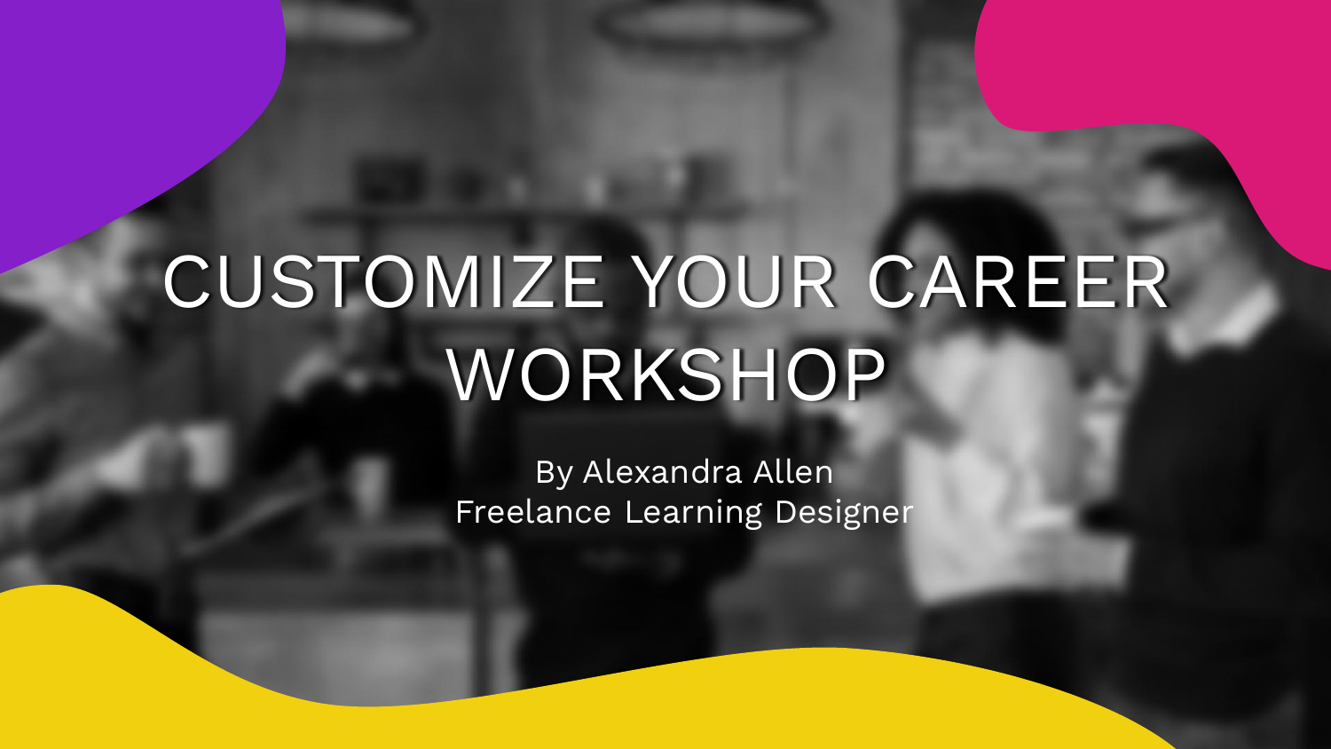# CUSTOMIZE YOUR CAREER WORKSHOP

By Alexandra Allen
Freelance Learning Designer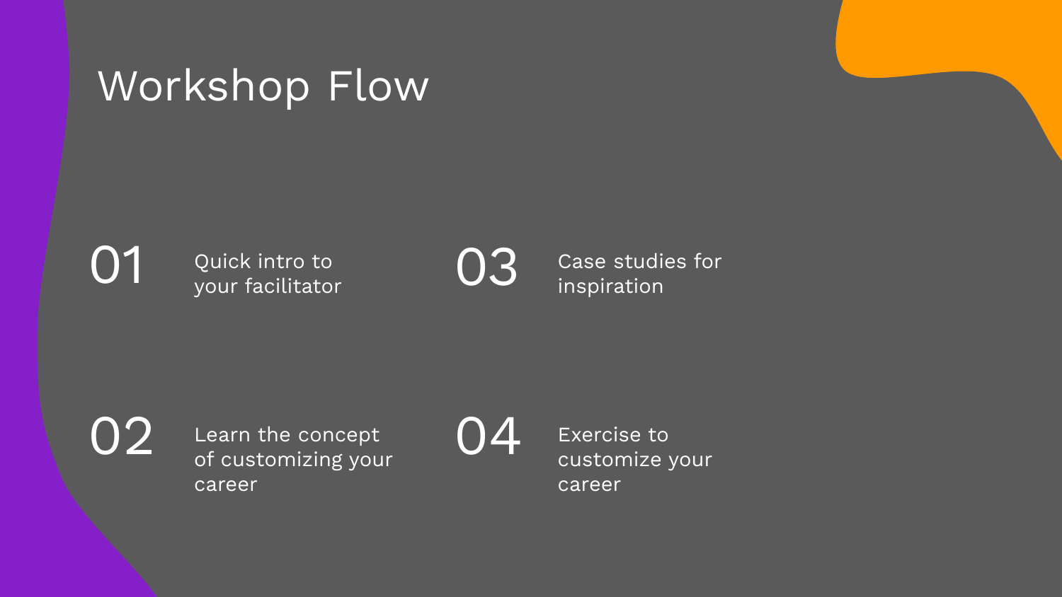# Workshop Flow

01 Quick intro to your facilitator

02 Learn the concept of customizing your career

03 Case studies for inspiration

04 Exercise to customize your career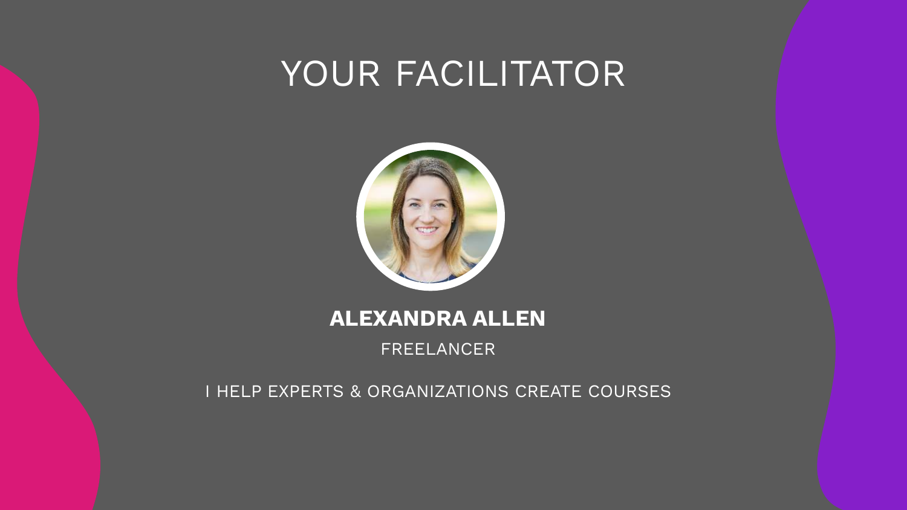# YOUR FACILITATOR

**ALEXANDRA ALLEN**

FREELANCER

I HELP EXPERTS & ORGANIZATIONS CREATE COURSES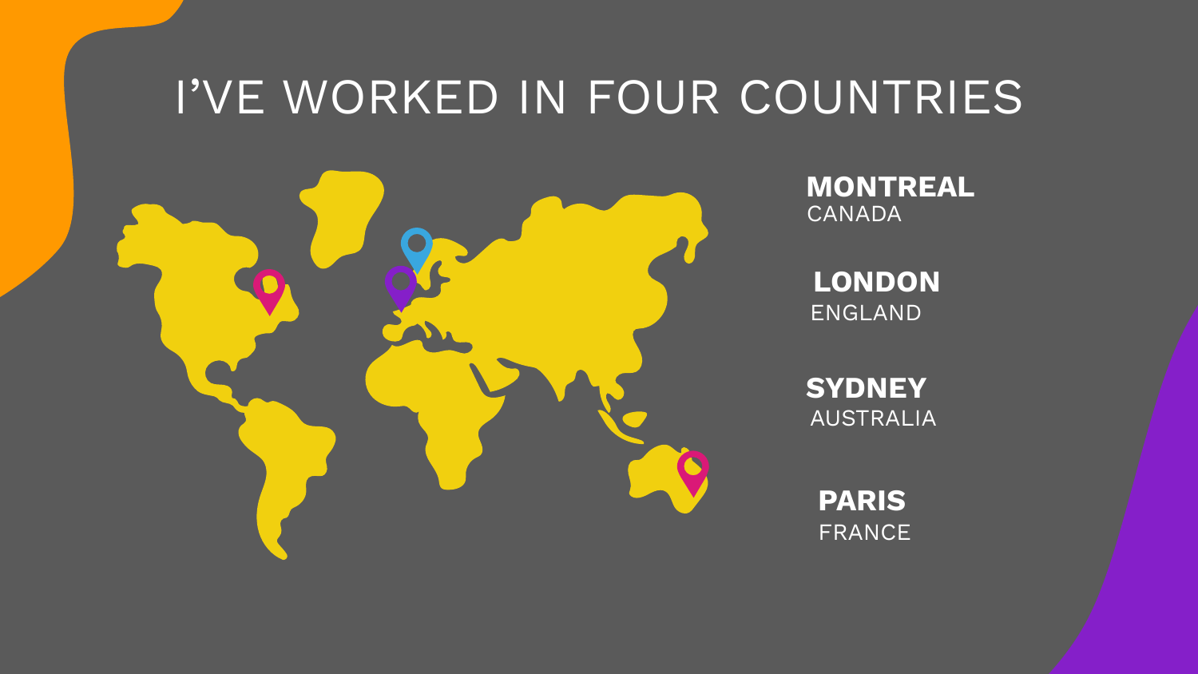# I'VE WORKED IN FOUR COUNTRIES

**MONTREAL**
CANADA

**LONDON**
ENGLAND

**SYDNEY**
AUSTRALIA

**PARIS**
FRANCE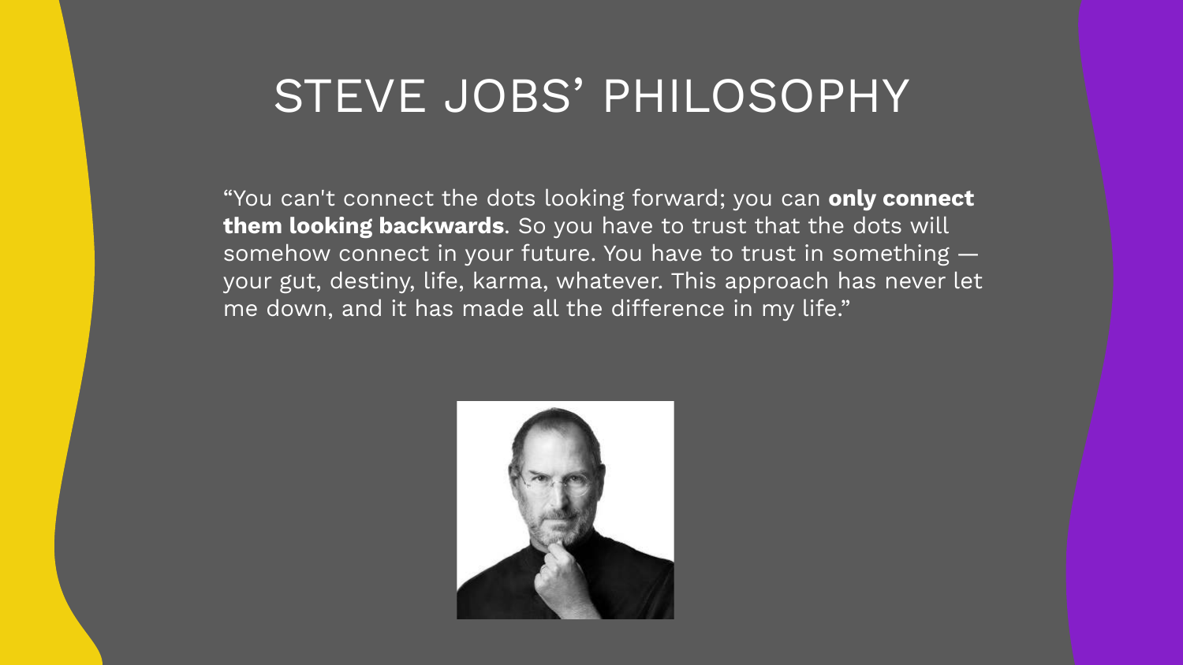# STEVE JOBS' PHILOSOPHY

"You can't connect the dots looking forward; you can **only connect them looking backwards**. So you have to trust that the dots will somehow connect in your future. You have to trust in something — your gut, destiny, life, karma, whatever. This approach has never let me down, and it has made all the difference in my life."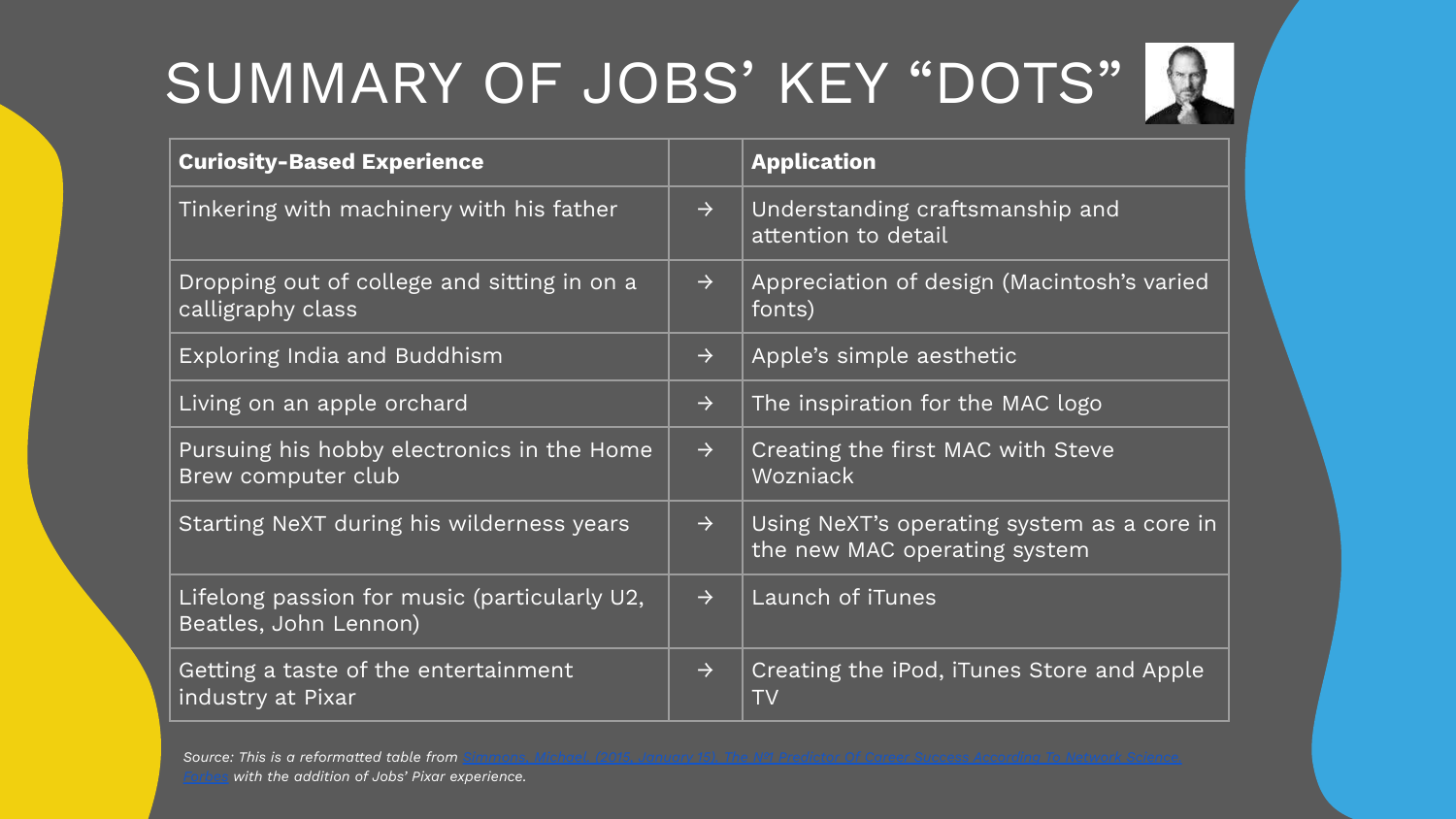# SUMMARY OF JOBS' KEY "DOTS"

| Curiosity-Based Experience | | Application |
|---|---|---|
| Tinkering with machinery with his father | → | Understanding craftsmanship and attention to detail |
| Dropping out of college and sitting in on a calligraphy class | → | Appreciation of design (Macintosh's varied fonts) |
| Exploring India and Buddhism | → | Apple's simple aesthetic |
| Living on an apple orchard | → | The inspiration for the MAC logo |
| Pursuing his hobby electronics in the Home Brew computer club | → | Creating the first MAC with Steve Wozniack |
| Starting NeXT during his wilderness years | → | Using NeXT's operating system as a core in the new MAC operating system |
| Lifelong passion for music (particularly U2, Beatles, John Lennon) | → | Launch of iTunes |
| Getting a taste of the entertainment industry at Pixar | → | Creating the iPod, iTunes Store and Apple TV |

*Source: This is a reformatted table from Simmons, Michael. (2015, January 15). The No.1 Predictor Of Career Success According To Network Science. Forbes with the addition of Jobs' Pixar experience.*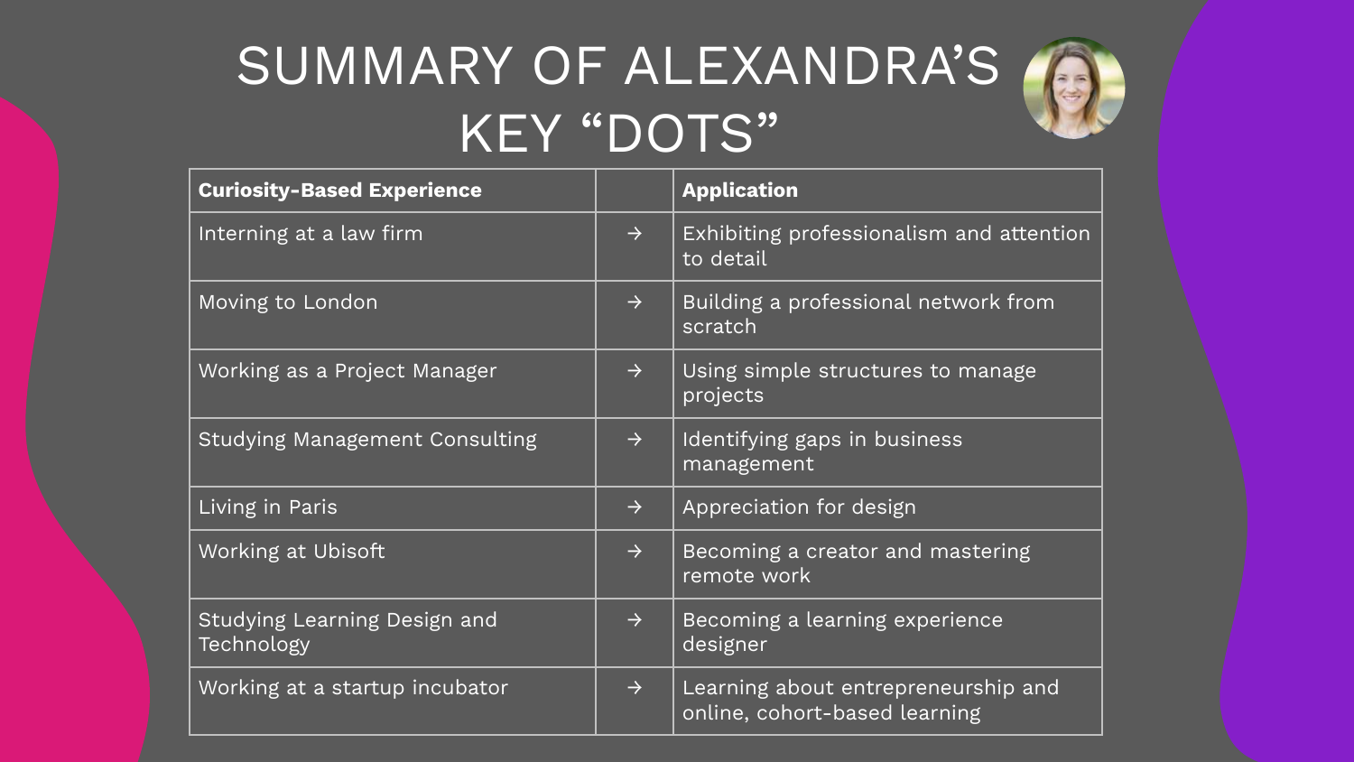# SUMMARY OF ALEXANDRA'S KEY "DOTS"

| Curiosity-Based Experience | | Application |
|---|---|---|
| Interning at a law firm | → | Exhibiting professionalism and attention to detail |
| Moving to London | → | Building a professional network from scratch |
| Working as a Project Manager | → | Using simple structures to manage projects |
| Studying Management Consulting | → | Identifying gaps in business management |
| Living in Paris | → | Appreciation for design |
| Working at Ubisoft | → | Becoming a creator and mastering remote work |
| Studying Learning Design and Technology | → | Becoming a learning experience designer |
| Working at a startup incubator | → | Learning about entrepreneurship and online, cohort-based learning |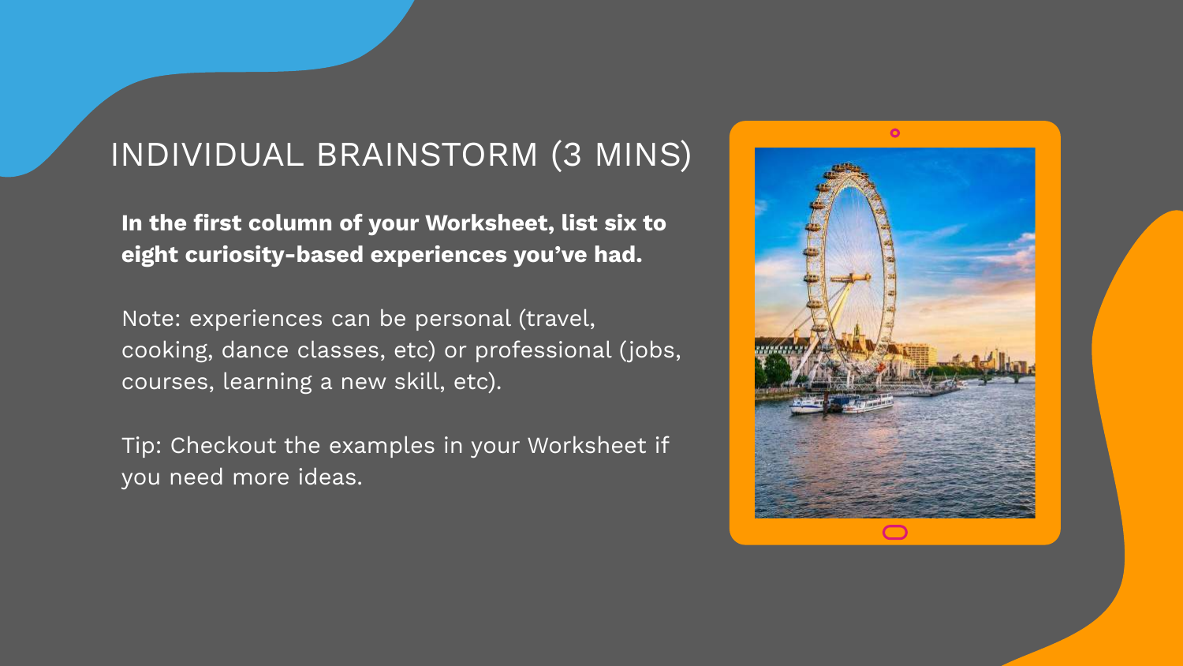# INDIVIDUAL BRAINSTORM (3 MINS)

**In the first column of your Worksheet, list six to eight curiosity-based experiences you've had.**

Note: experiences can be personal (travel, cooking, dance classes, etc) or professional (jobs, courses, learning a new skill, etc).

Tip: Checkout the examples in your Worksheet if you need more ideas.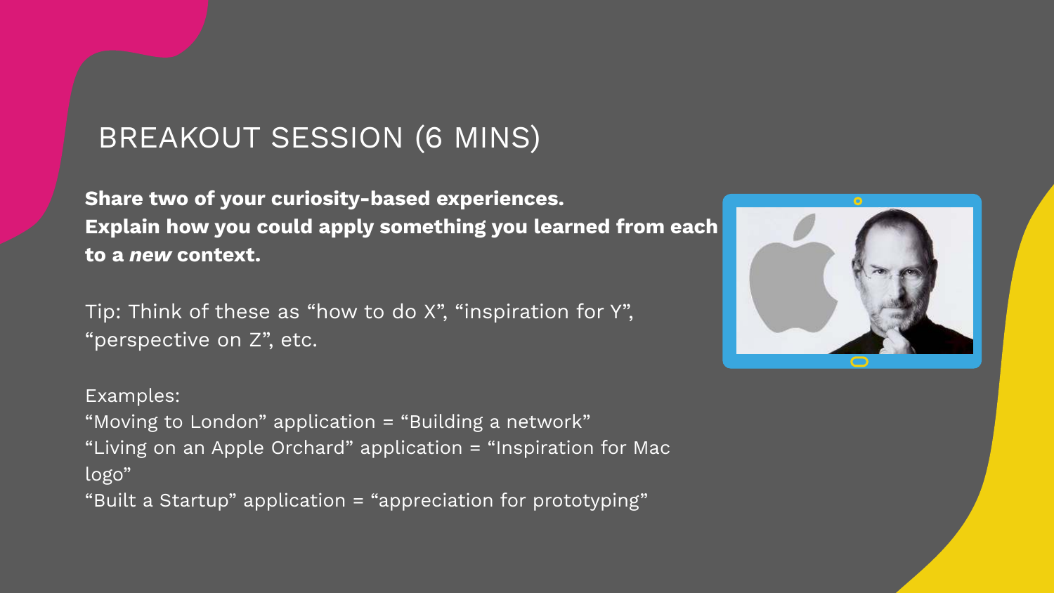# BREAKOUT SESSION (6 MINS)

**Share two of your curiosity-based experiences.**
**Explain how you could apply something you learned from each to a *new* context.**

Tip: Think of these as "how to do X", "inspiration for Y", "perspective on Z", etc.

Examples:
"Moving to London" application = "Building a network"
"Living on an Apple Orchard" application = "Inspiration for Mac logo"
"Built a Startup" application = "appreciation for prototyping"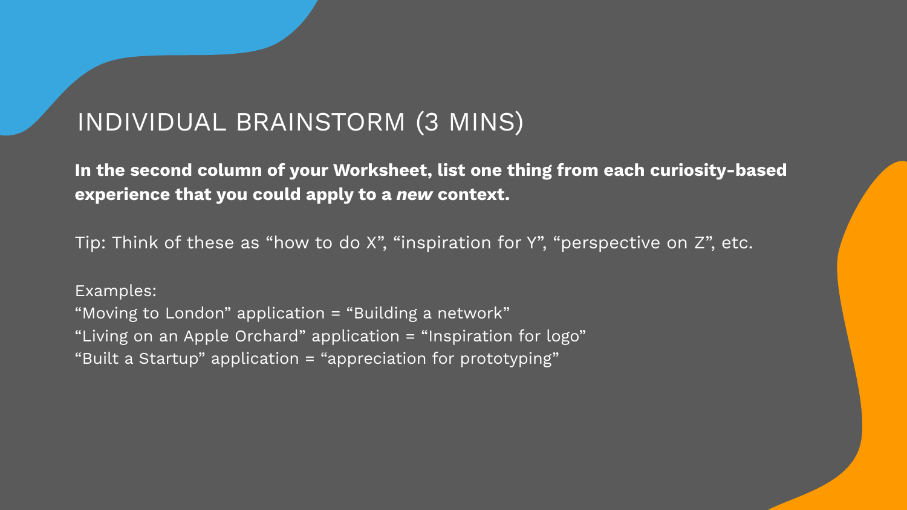# INDIVIDUAL BRAINSTORM (3 MINS)

**In the second column of your Worksheet, list one thing from each curiosity-based experience that you could apply to a *new* context.**

Tip: Think of these as “how to do X”, “inspiration for Y”, “perspective on Z”, etc.

Examples:
“Moving to London” application = “Building a network”
“Living on an Apple Orchard” application = “Inspiration for logo”
“Built a Startup” application = “appreciation for prototyping”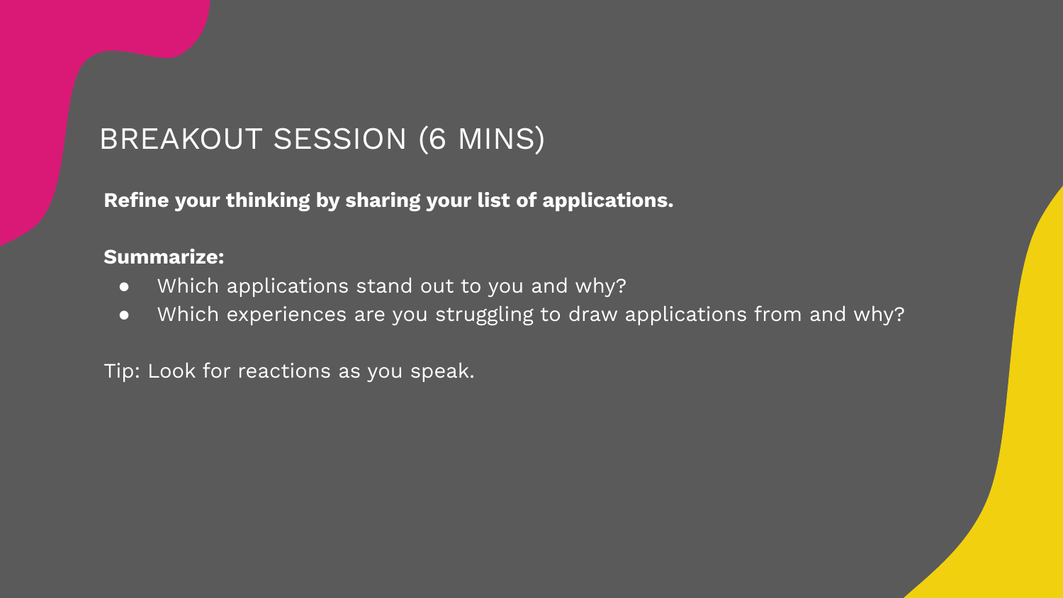# BREAKOUT SESSION (6 MINS)

**Refine your thinking by sharing your list of applications.**

**Summarize:**

- Which applications stand out to you and why?
- Which experiences are you struggling to draw applications from and why?

Tip: Look for reactions as you speak.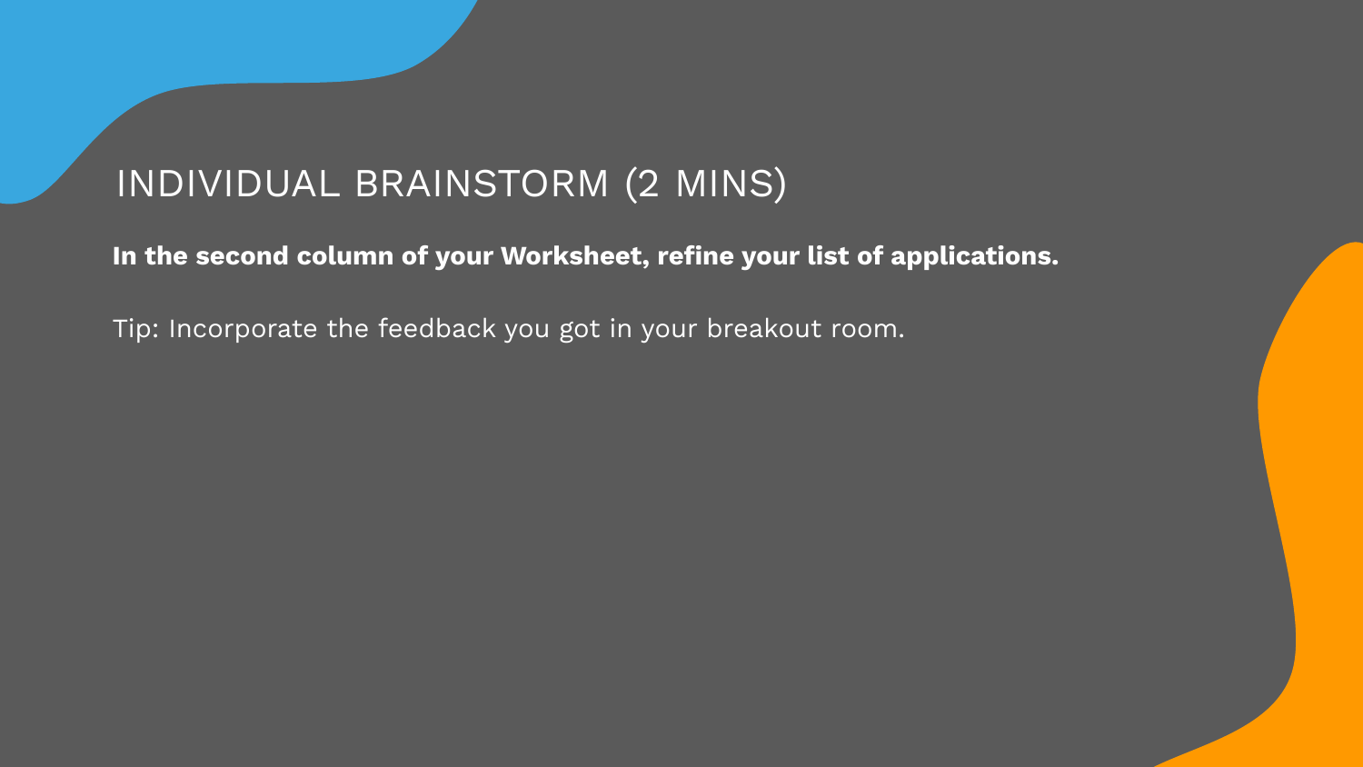# INDIVIDUAL BRAINSTORM (2 MINS)

**In the second column of your Worksheet, refine your list of applications.**

Tip: Incorporate the feedback you got in your breakout room.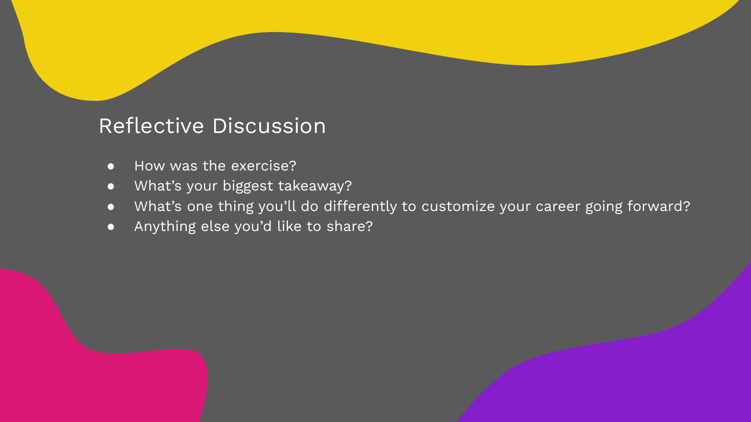## Reflective Discussion

- How was the exercise?
- What's your biggest takeaway?
- What's one thing you'll do differently to customize your career going forward?
- Anything else you'd like to share?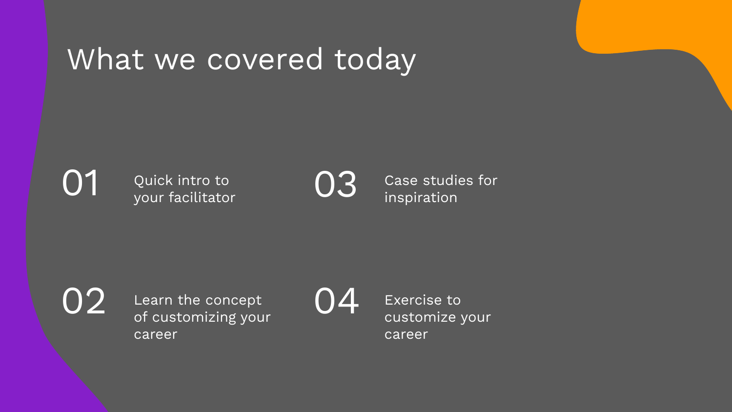# What we covered today

01 Quick intro to your facilitator

02 Learn the concept of customizing your career

03 Case studies for inspiration

04 Exercise to customize your career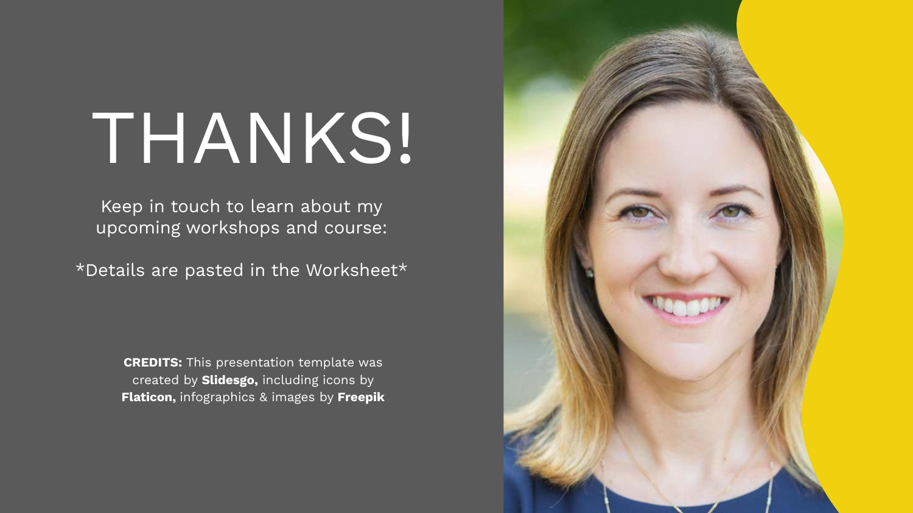# THANKS!

Keep in touch to learn about my upcoming workshops and course:

*Details are pasted in the Worksheet*

**CREDITS:** This presentation template was created by **Slidesgo,** including icons by **Flaticon,** infographics & images by **Freepik**